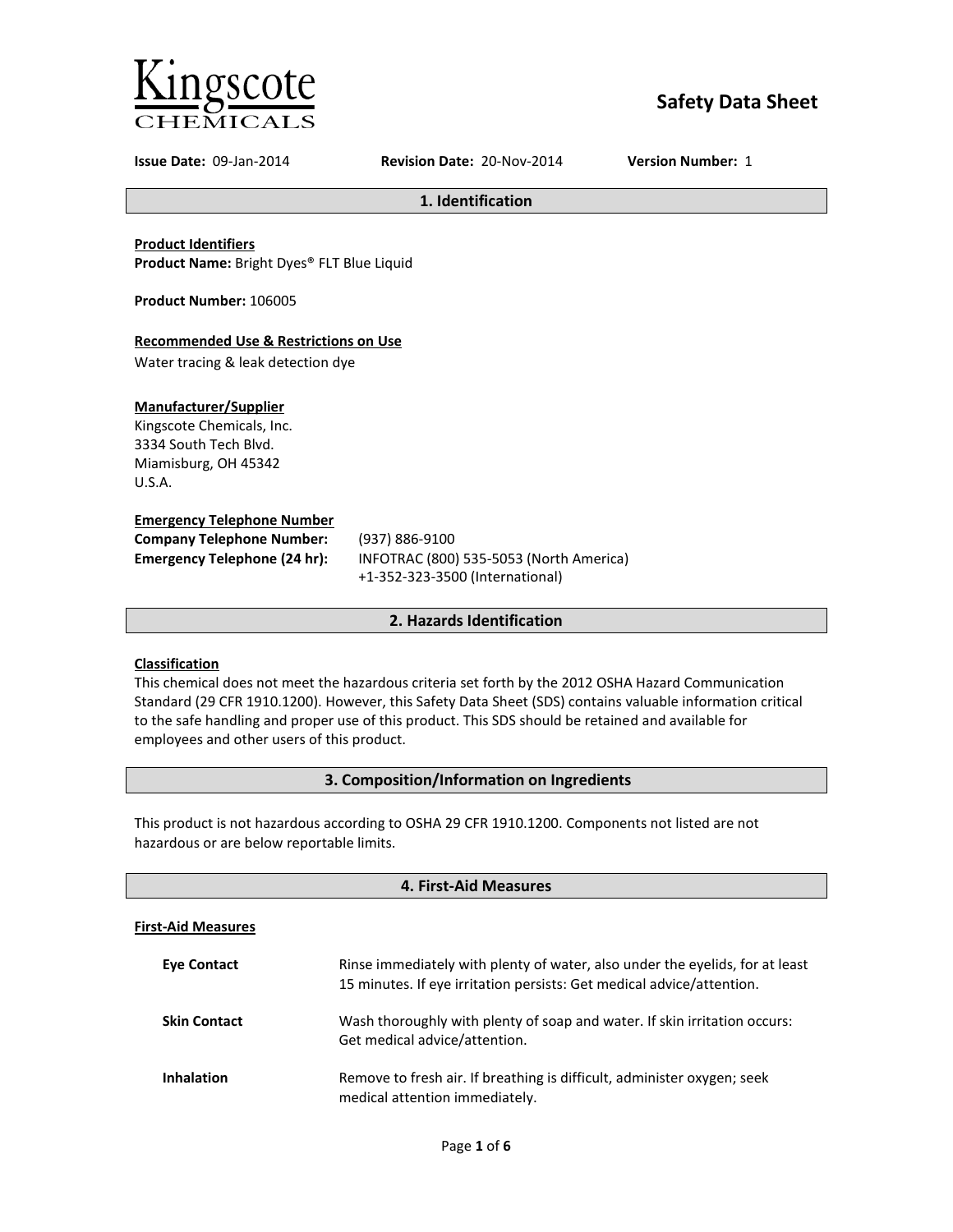Kingscote CHEMICALS

# Safety Data Sheet

**Issue Date:** 09-Jan-2014 **Revision Date:** 20-Nov-2014 **Version Number:** 1

## 1. Identification

**Product Identifiers**
**Product Name:** Bright Dyes® FLT Blue Liquid

**Product Number:** 106005

**Recommended Use & Restrictions on Use**
Water tracing & leak detection dye

**Manufacturer/Supplier**
Kingscote Chemicals, Inc.
3334 South Tech Blvd.
Miamisburg, OH 45342
U.S.A.

**Emergency Telephone Number**

| | |
|---|---|
| **Company Telephone Number:** | (937) 886-9100 |
| **Emergency Telephone (24 hr):** | INFOTRAC (800) 535-5053 (North America)<br>+1-352-323-3500 (International) |

## 2. Hazards Identification

**Classification**
This chemical does not meet the hazardous criteria set forth by the 2012 OSHA Hazard Communication Standard (29 CFR 1910.1200). However, this Safety Data Sheet (SDS) contains valuable information critical to the safe handling and proper use of this product. This SDS should be retained and available for employees and other users of this product.

## 3. Composition/Information on Ingredients

This product is not hazardous according to OSHA 29 CFR 1910.1200. Components not listed are not hazardous or are below reportable limits.

## 4. First-Aid Measures

**First-Aid Measures**

| | |
|---|---|
| **Eye Contact** | Rinse immediately with plenty of water, also under the eyelids, for at least 15 minutes. If eye irritation persists: Get medical advice/attention. |
| **Skin Contact** | Wash thoroughly with plenty of soap and water. If skin irritation occurs: Get medical advice/attention. |
| **Inhalation** | Remove to fresh air. If breathing is difficult, administer oxygen; seek medical attention immediately. |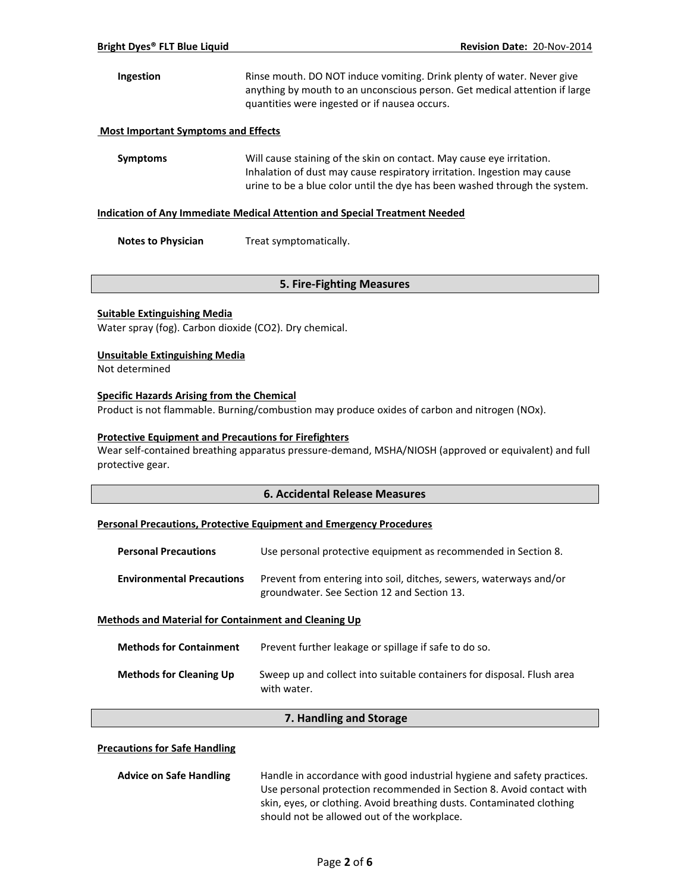**Ingestion** Rinse mouth. DO NOT induce vomiting. Drink plenty of water. Never give anything by mouth to an unconscious person. Get medical attention if large quantities were ingested or if nausea occurs.

**Most Important Symptoms and Effects**

**Symptoms** Will cause staining of the skin on contact. May cause eye irritation. Inhalation of dust may cause respiratory irritation. Ingestion may cause urine to be a blue color until the dye has been washed through the system.

**Indication of Any Immediate Medical Attention and Special Treatment Needed**

**Notes to Physician** Treat symptomatically.

## 5. Fire-Fighting Measures

**Suitable Extinguishing Media**
Water spray (fog). Carbon dioxide ($CO_2$). Dry chemical.

**Unsuitable Extinguishing Media**
Not determined

**Specific Hazards Arising from the Chemical**
Product is not flammable. Burning/combustion may produce oxides of carbon and nitrogen (NOx).

**Protective Equipment and Precautions for Firefighters**
Wear self-contained breathing apparatus pressure-demand, MSHA/NIOSH (approved or equivalent) and full protective gear.

## 6. Accidental Release Measures

**Personal Precautions, Protective Equipment and Emergency Procedures**

**Personal Precautions** Use personal protective equipment as recommended in Section 8.

**Environmental Precautions** Prevent from entering into soil, ditches, sewers, waterways and/or groundwater. See Section 12 and Section 13.

**Methods and Material for Containment and Cleaning Up**

**Methods for Containment** Prevent further leakage or spillage if safe to do so.

**Methods for Cleaning Up** Sweep up and collect into suitable containers for disposal. Flush area with water.

## 7. Handling and Storage

**Precautions for Safe Handling**

**Advice on Safe Handling** Handle in accordance with good industrial hygiene and safety practices. Use personal protection recommended in Section 8. Avoid contact with skin, eyes, or clothing. Avoid breathing dusts. Contaminated clothing should not be allowed out of the workplace.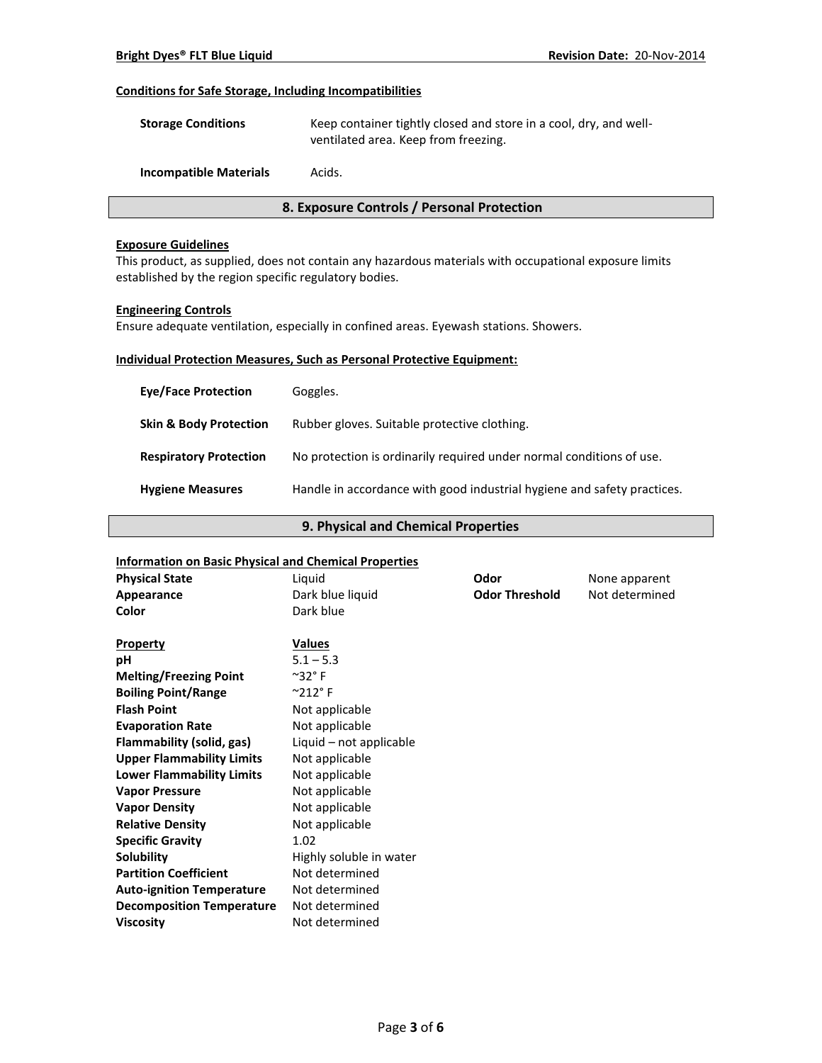**Conditions for Safe Storage, Including Incompatibilities**

| | |
|---|---|
| **Storage Conditions** | Keep container tightly closed and store in a cool, dry, and well-ventilated area. Keep from freezing. |
| **Incompatible Materials** | Acids. |

## 8. Exposure Controls / Personal Protection

**Exposure Guidelines**

This product, as supplied, does not contain any hazardous materials with occupational exposure limits established by the region specific regulatory bodies.

**Engineering Controls**

Ensure adequate ventilation, especially in confined areas. Eyewash stations. Showers.

**Individual Protection Measures, Such as Personal Protective Equipment:**

| | |
|---|---|
| **Eye/Face Protection** | Goggles. |
| **Skin & Body Protection** | Rubber gloves. Suitable protective clothing. |
| **Respiratory Protection** | No protection is ordinarily required under normal conditions of use. |
| **Hygiene Measures** | Handle in accordance with good industrial hygiene and safety practices. |

## 9. Physical and Chemical Properties

**Information on Basic Physical and Chemical Properties**

| | | | |
|---|---|---|---|
| **Physical State** | Liquid | **Odor** | None apparent |
| **Appearance** | Dark blue liquid | **Odor Threshold** | Not determined |
| **Color** | Dark blue | | |

| **Property** | **Values** |
|---|---|
| **pH** | 5.1 – 5.3 |
| **Melting/Freezing Point** | ~32° F |
| **Boiling Point/Range** | ~212° F |
| **Flash Point** | Not applicable |
| **Evaporation Rate** | Not applicable |
| **Flammability (solid, gas)** | Liquid – not applicable |
| **Upper Flammability Limits** | Not applicable |
| **Lower Flammability Limits** | Not applicable |
| **Vapor Pressure** | Not applicable |
| **Vapor Density** | Not applicable |
| **Relative Density** | Not applicable |
| **Specific Gravity** | 1.02 |
| **Solubility** | Highly soluble in water |
| **Partition Coefficient** | Not determined |
| **Auto-ignition Temperature** | Not determined |
| **Decomposition Temperature** | Not determined |
| **Viscosity** | Not determined |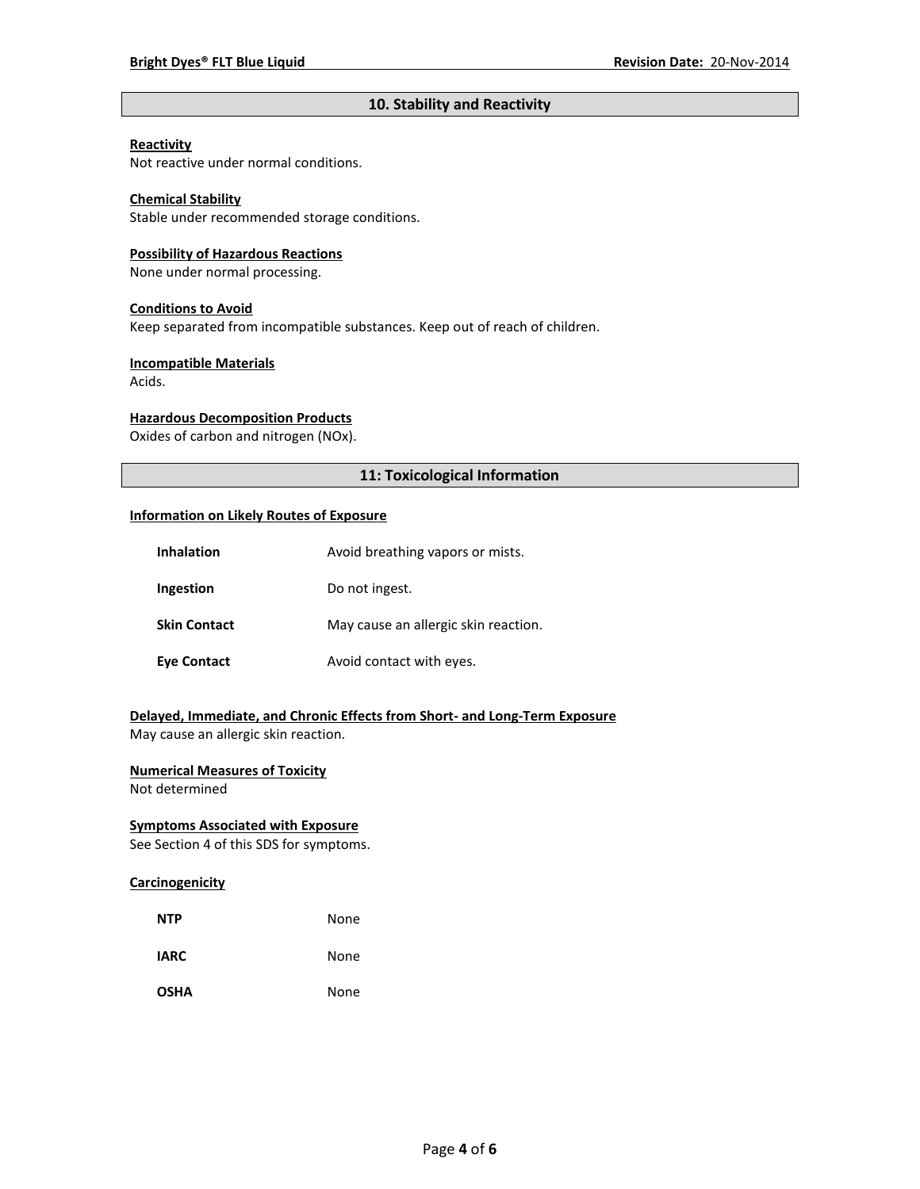## 10. Stability and Reactivity

**Reactivity**
Not reactive under normal conditions.

**Chemical Stability**
Stable under recommended storage conditions.

**Possibility of Hazardous Reactions**
None under normal processing.

**Conditions to Avoid**
Keep separated from incompatible substances. Keep out of reach of children.

**Incompatible Materials**
Acids.

**Hazardous Decomposition Products**
Oxides of carbon and nitrogen (NOx).

## 11: Toxicological Information

**Information on Likely Routes of Exposure**

| | |
|---|---|
| **Inhalation** | Avoid breathing vapors or mists. |
| **Ingestion** | Do not ingest. |
| **Skin Contact** | May cause an allergic skin reaction. |
| **Eye Contact** | Avoid contact with eyes. |

**Delayed, Immediate, and Chronic Effects from Short- and Long-Term Exposure**
May cause an allergic skin reaction.

**Numerical Measures of Toxicity**
Not determined

**Symptoms Associated with Exposure**
See Section 4 of this SDS for symptoms.

**Carcinogenicity**

| | |
|---|---|
| **NTP** | None |
| **IARC** | None |
| **OSHA** | None |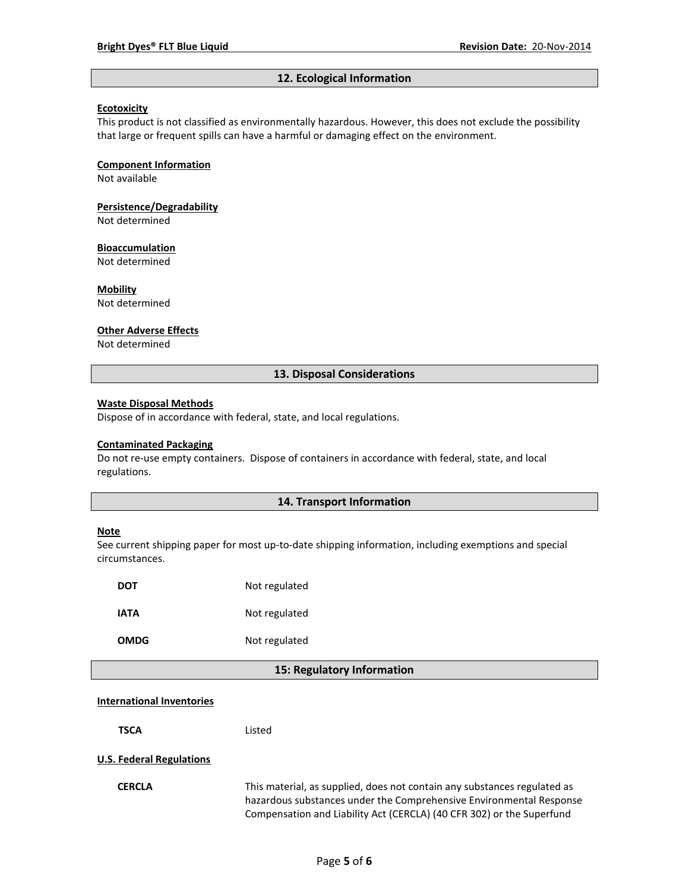## 12. Ecological Information

**Ecotoxicity**

This product is not classified as environmentally hazardous. However, this does not exclude the possibility that large or frequent spills can have a harmful or damaging effect on the environment.

**Component Information**

Not available

**Persistence/Degradability**

Not determined

**Bioaccumulation**

Not determined

**Mobility**

Not determined

**Other Adverse Effects**

Not determined

## 13. Disposal Considerations

**Waste Disposal Methods**

Dispose of in accordance with federal, state, and local regulations.

**Contaminated Packaging**

Do not re-use empty containers. Dispose of containers in accordance with federal, state, and local regulations.

## 14. Transport Information

**Note**

See current shipping paper for most up-to-date shipping information, including exemptions and special circumstances.

| | |
|---|---|
| **DOT** | Not regulated |
| **IATA** | Not regulated |
| **OMDG** | Not regulated |

## 15: Regulatory Information

**International Inventories**

| | |
|---|---|
| **TSCA** | Listed |

**U.S. Federal Regulations**

| | |
|---|---|
| **CERCLA** | This material, as supplied, does not contain any substances regulated as hazardous substances under the Comprehensive Environmental Response Compensation and Liability Act (CERCLA) (40 CFR 302) or the Superfund |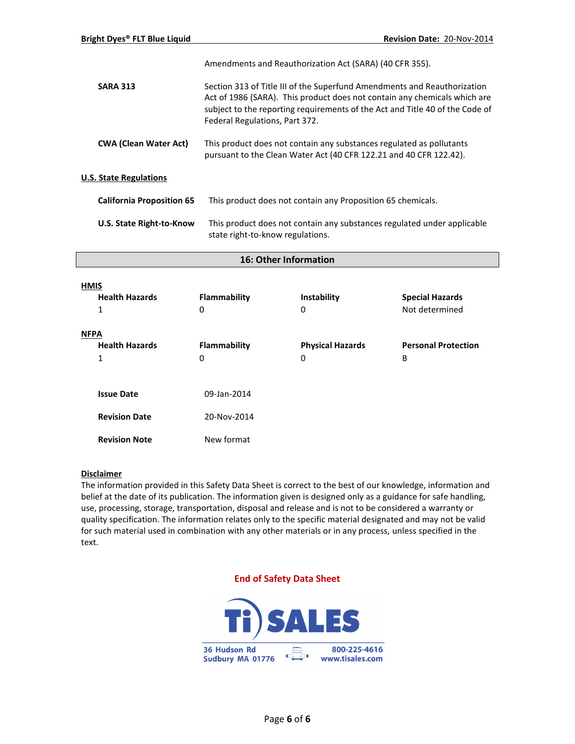Amendments and Reauthorization Act (SARA) (40 CFR 355).

**SARA 313** Section 313 of Title III of the Superfund Amendments and Reauthorization Act of 1986 (SARA). This product does not contain any chemicals which are subject to the reporting requirements of the Act and Title 40 of the Code of Federal Regulations, Part 372.

**CWA (Clean Water Act)** This product does not contain any substances regulated as pollutants pursuant to the Clean Water Act (40 CFR 122.21 and 40 CFR 122.42).

**U.S. State Regulations**

**California Proposition 65** This product does not contain any Proposition 65 chemicals.

**U.S. State Right-to-Know** This product does not contain any substances regulated under applicable state right-to-know regulations.

## 16: Other Information

**HMIS**

| Health Hazards | Flammability | Instability | Special Hazards |
|---|---|---|---|
| 1 | 0 | 0 | Not determined |

**NFPA**

| Health Hazards | Flammability | Physical Hazards | Personal Protection |
|---|---|---|---|
| 1 | 0 | 0 | B |

**Issue Date** 09-Jan-2014

**Revision Date** 20-Nov-2014

**Revision Note** New format

**Disclaimer**

The information provided in this Safety Data Sheet is correct to the best of our knowledge, information and belief at the date of its publication. The information given is designed only as a guidance for safe handling, use, processing, storage, transportation, disposal and release and is not to be considered a warranty or quality specification. The information relates only to the specific material designated and may not be valid for such material used in combination with any other materials or in any process, unless specified in the text.

**End of Safety Data Sheet**

Ti SALES

36 Hudson Rd
Sudbury MA 01776

800-225-4616
www.tisales.com